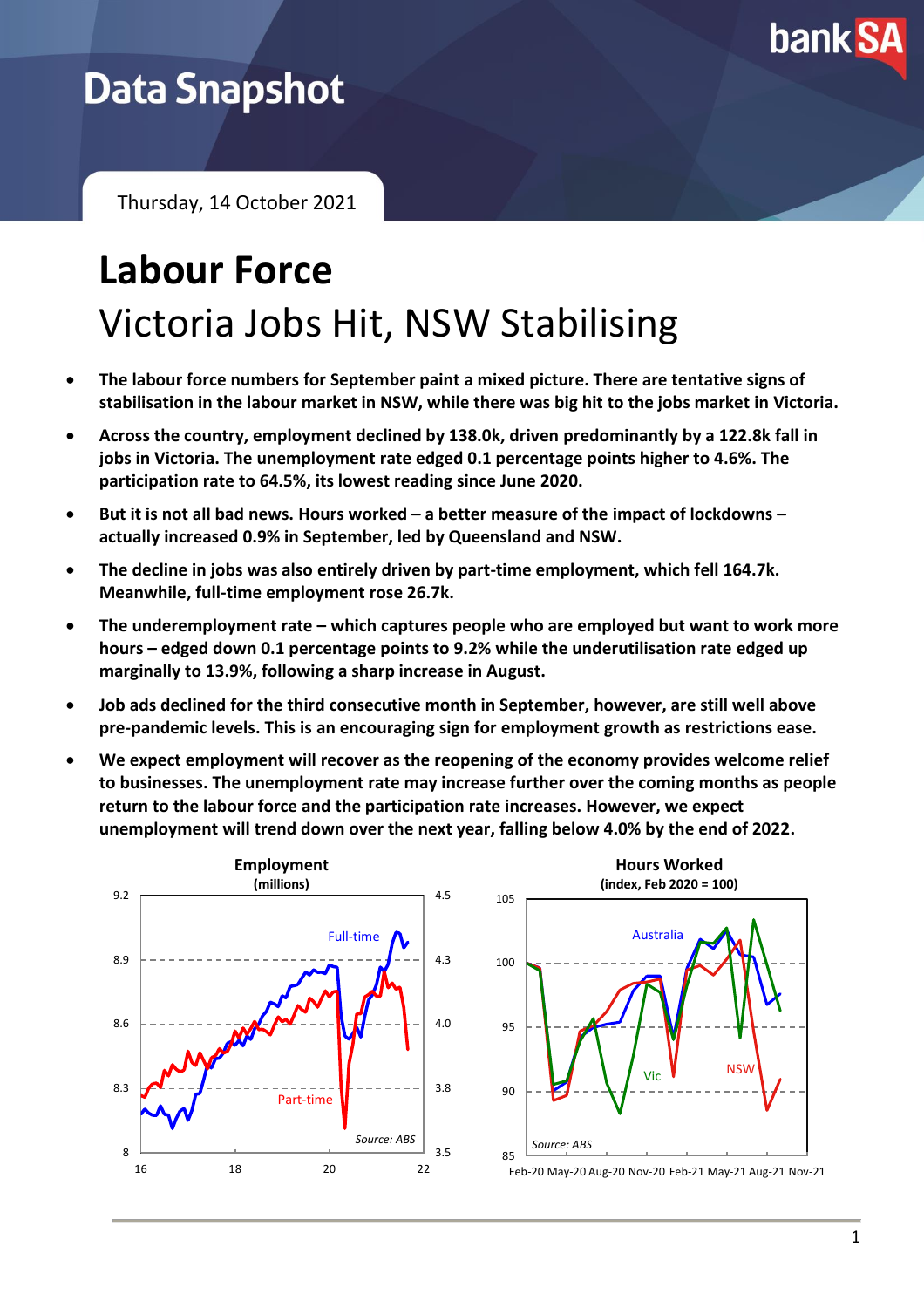Data Snapshot

Thursday, 14 October 2021

# Labour Force

## Victoria Jobs Hit, NSW Stabilising

- **The labour force numbers for September paint a mixed picture. There are tentative signs of stabilisation in the labour market in NSW, while there was big hit to the jobs market in Victoria.**
- **Across the country, employment declined by 138.0k, driven predominantly by a 122.8k fall in jobs in Victoria. The unemployment rate edged 0.1 percentage points higher to 4.6%. The participation rate to 64.5%, its lowest reading since June 2020.**
- **But it is not all bad news. Hours worked – a better measure of the impact of lockdowns – actually increased 0.9% in September, led by Queensland and NSW.**
- **The decline in jobs was also entirely driven by part-time employment, which fell 164.7k. Meanwhile, full-time employment rose 26.7k.**
- **The underemployment rate – which captures people who are employed but want to work more hours – edged down 0.1 percentage points to 9.2% while the underutilisation rate edged up marginally to 13.9%, following a sharp increase in August.**
- **Job ads declined for the third consecutive month in September, however, are still well above pre-pandemic levels. This is an encouraging sign for employment growth as restrictions ease.**
- **We expect employment will recover as the reopening of the economy provides welcome relief to businesses. The unemployment rate may increase further over the coming months as people return to the labour force and the participation rate increases. However, we expect unemployment will trend down over the next year, falling below 4.0% by the end of 2022.**

**Employment**
**(millions)**
9.2
8.9
8.6
8.3
8
4.5
4.3
4.0
3.8
3.5
16
18
20
22
Full-time
Part-time
Source: ABS

**Hours Worked**
**(index, Feb 2020 = 100)**
105
100
95
90
85
Feb-20 May-20 Aug-20 Nov-20 Feb-21 May-21 Aug-21 Nov-21
Australia
Vic
NSW
Source: ABS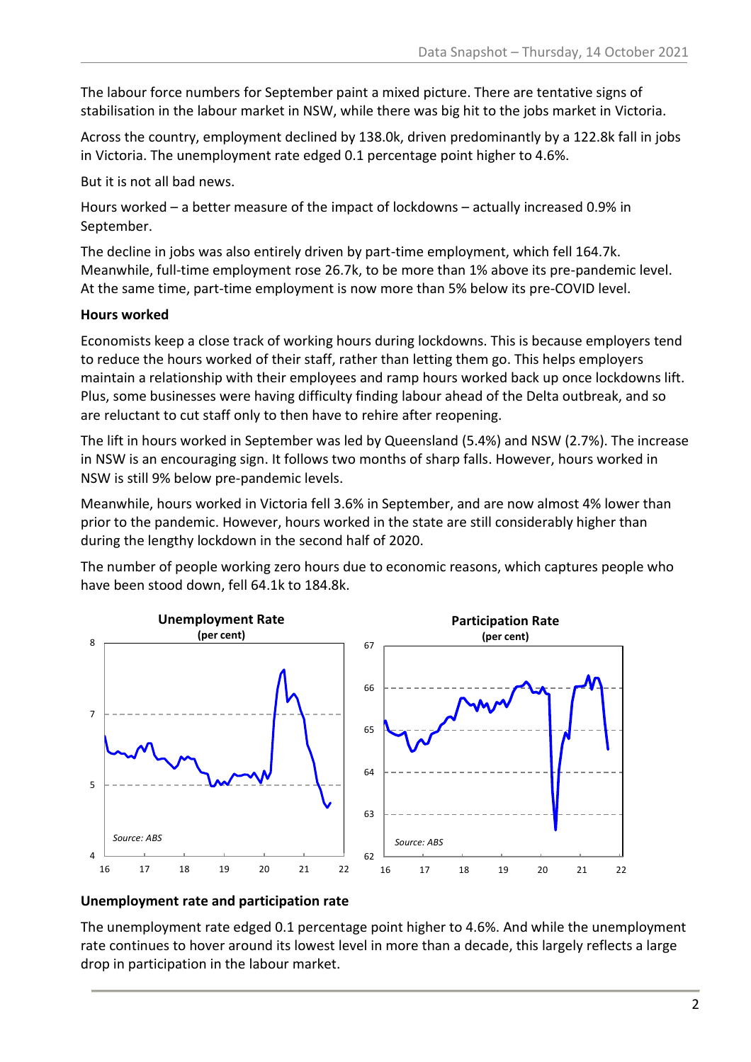The labour force numbers for September paint a mixed picture. There are tentative signs of stabilisation in the labour market in NSW, while there was big hit to the jobs market in Victoria.

Across the country, employment declined by 138.0k, driven predominantly by a 122.8k fall in jobs in Victoria. The unemployment rate edged 0.1 percentage point higher to 4.6%.

But it is not all bad news.

Hours worked – a better measure of the impact of lockdowns – actually increased 0.9% in September.

The decline in jobs was also entirely driven by part-time employment, which fell 164.7k. Meanwhile, full-time employment rose 26.7k, to be more than 1% above its pre-pandemic level. At the same time, part-time employment is now more than 5% below its pre-COVID level.

**Hours worked**

Economists keep a close track of working hours during lockdowns. This is because employers tend to reduce the hours worked of their staff, rather than letting them go. This helps employers maintain a relationship with their employees and ramp hours worked back up once lockdowns lift. Plus, some businesses were having difficulty finding labour ahead of the Delta outbreak, and so are reluctant to cut staff only to then have to rehire after reopening.

The lift in hours worked in September was led by Queensland (5.4%) and NSW (2.7%). The increase in NSW is an encouraging sign. It follows two months of sharp falls. However, hours worked in NSW is still 9% below pre-pandemic levels.

Meanwhile, hours worked in Victoria fell 3.6% in September, and are now almost 4% lower than prior to the pandemic. However, hours worked in the state are still considerably higher than during the lengthy lockdown in the second half of 2020.

The number of people working zero hours due to economic reasons, which captures people who have been stood down, fell 64.1k to 184.8k.

**Unemployment Rate**
**(per cent)**

*Source: ABS*

**Participation Rate**
**(per cent)**

*Source: ABS*

**Unemployment rate and participation rate**

The unemployment rate edged 0.1 percentage point higher to 4.6%. And while the unemployment rate continues to hover around its lowest level in more than a decade, this largely reflects a large drop in participation in the labour market.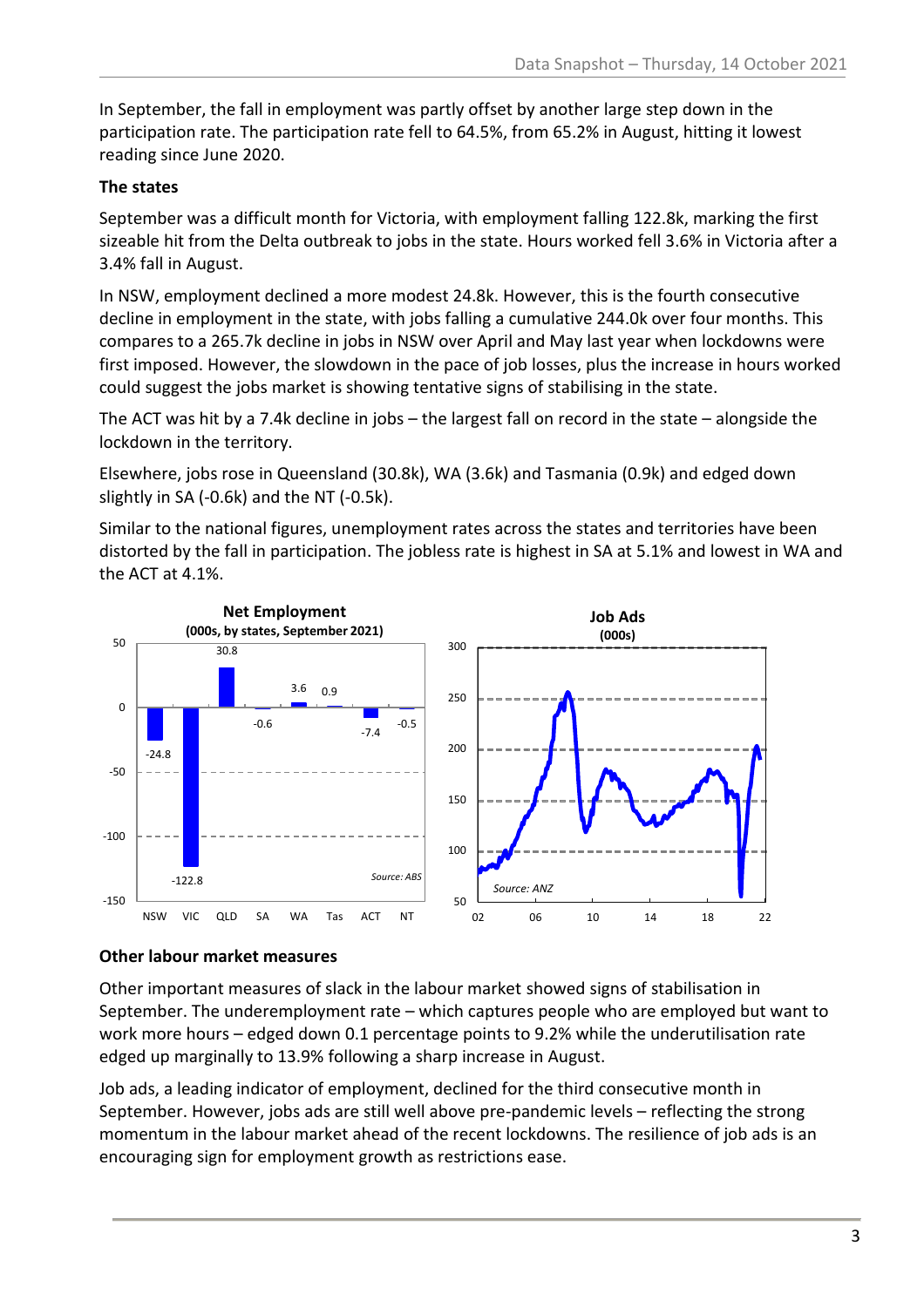In September, the fall in employment was partly offset by another large step down in the participation rate. The participation rate fell to 64.5%, from 65.2% in August, hitting it lowest reading since June 2020.

**The states**

September was a difficult month for Victoria, with employment falling 122.8k, marking the first sizeable hit from the Delta outbreak to jobs in the state. Hours worked fell 3.6% in Victoria after a 3.4% fall in August.

In NSW, employment declined a more modest 24.8k. However, this is the fourth consecutive decline in employment in the state, with jobs falling a cumulative 244.0k over four months. This compares to a 265.7k decline in jobs in NSW over April and May last year when lockdowns were first imposed. However, the slowdown in the pace of job losses, plus the increase in hours worked could suggest the jobs market is showing tentative signs of stabilising in the state.

The ACT was hit by a 7.4k decline in jobs – the largest fall on record in the state – alongside the lockdown in the territory.

Elsewhere, jobs rose in Queensland (30.8k), WA (3.6k) and Tasmania (0.9k) and edged down slightly in SA (-0.6k) and the NT (-0.5k).

Similar to the national figures, unemployment rates across the states and territories have been distorted by the fall in participation. The jobless rate is highest in SA at 5.1% and lowest in WA and the ACT at 4.1%.

**Net Employment**
**(000s, by states, September 2021)**

50
0
-50
-100
-150

NSW VIC QLD SA WA Tas ACT NT

-24.8
-122.8
30.8
-0.6
3.6
0.9
-7.4
-0.5

Source: ABS

**Job Ads**
**(000s)**

300
250
200
150
100
50

02 06 10 14 18 22

Source: ANZ

**Other labour market measures**

Other important measures of slack in the labour market showed signs of stabilisation in September. The underemployment rate – which captures people who are employed but want to work more hours – edged down 0.1 percentage points to 9.2% while the underutilisation rate edged up marginally to 13.9% following a sharp increase in August.

Job ads, a leading indicator of employment, declined for the third consecutive month in September. However, jobs ads are still well above pre-pandemic levels – reflecting the strong momentum in the labour market ahead of the recent lockdowns. The resilience of job ads is an encouraging sign for employment growth as restrictions ease.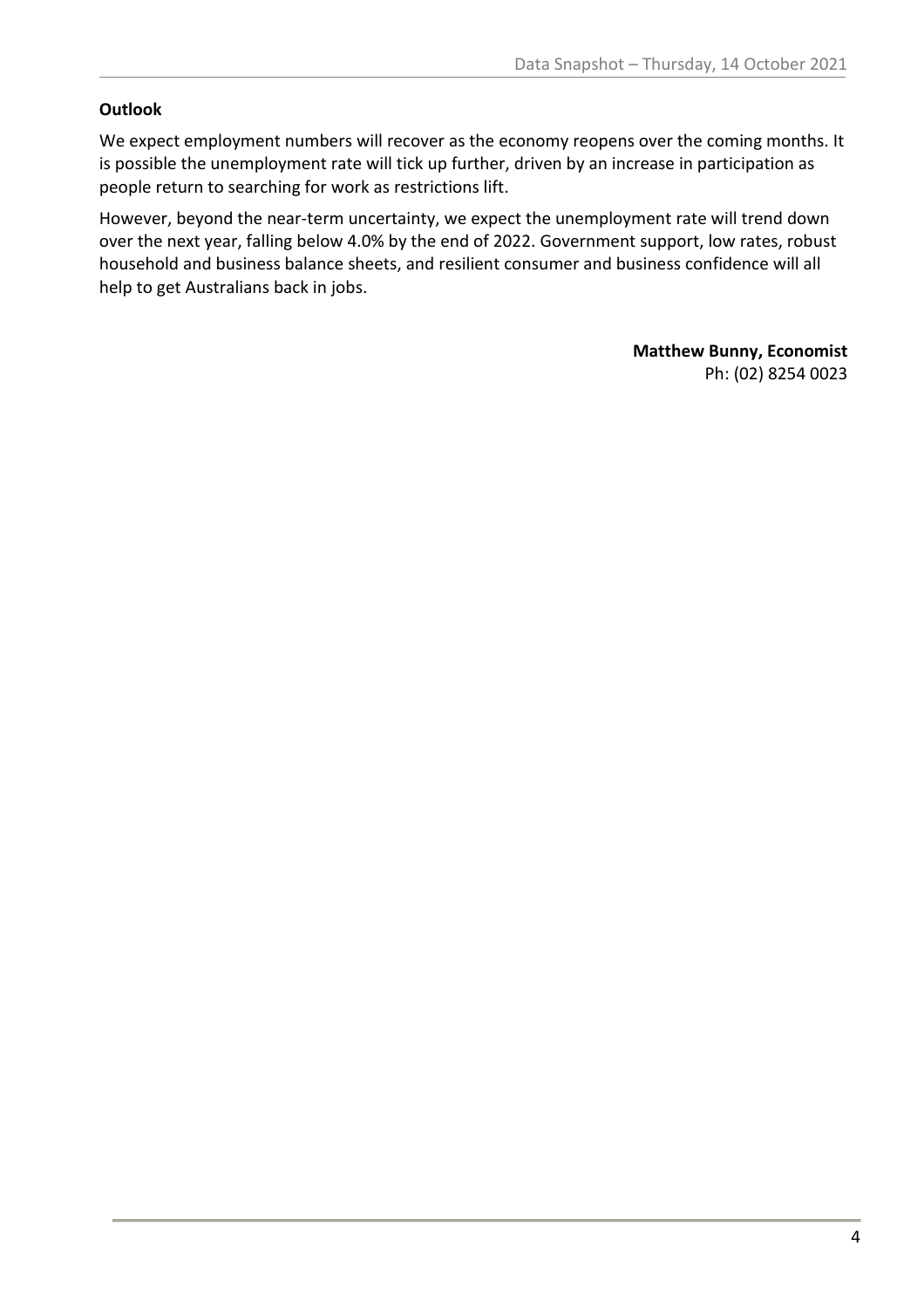**Outlook**

We expect employment numbers will recover as the economy reopens over the coming months. It is possible the unemployment rate will tick up further, driven by an increase in participation as people return to searching for work as restrictions lift.

However, beyond the near-term uncertainty, we expect the unemployment rate will trend down over the next year, falling below 4.0% by the end of 2022. Government support, low rates, robust household and business balance sheets, and resilient consumer and business confidence will all help to get Australians back in jobs.

**Matthew Bunny, Economist**
Ph: (02) 8254 0023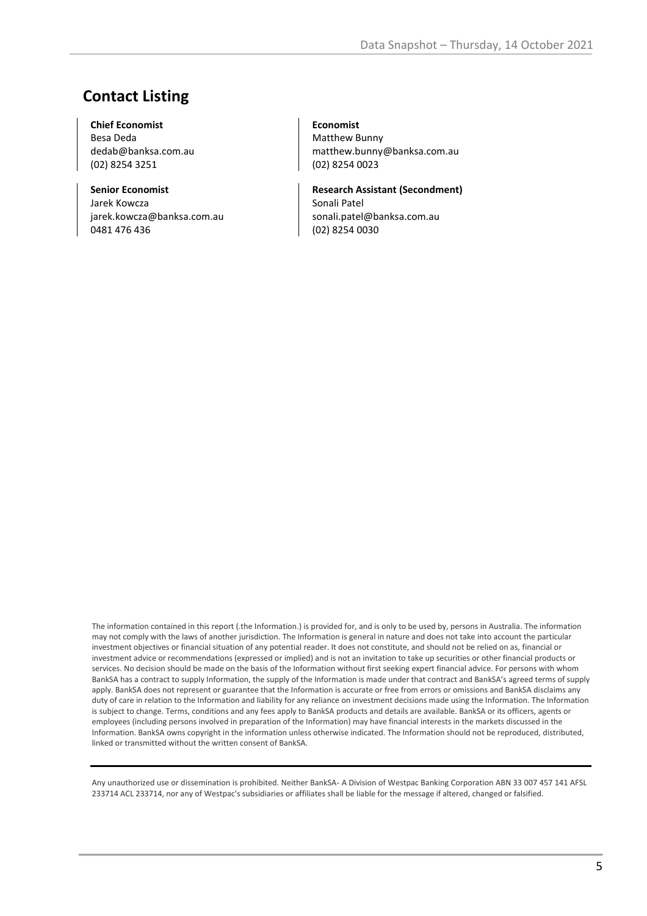## Contact Listing

**Chief Economist**
Besa Deda
dedab@banksa.com.au
(02) 8254 3251

**Senior Economist**
Jarek Kowcza
jarek.kowcza@banksa.com.au
0481 476 436

**Economist**
Matthew Bunny
matthew.bunny@banksa.com.au
(02) 8254 0023

**Research Assistant (Secondment)**
Sonali Patel
sonali.patel@banksa.com.au
(02) 8254 0030

The information contained in this report (.the Information.) is provided for, and is only to be used by, persons in Australia. The information may not comply with the laws of another jurisdiction. The Information is general in nature and does not take into account the particular investment objectives or financial situation of any potential reader. It does not constitute, and should not be relied on as, financial or investment advice or recommendations (expressed or implied) and is not an invitation to take up securities or other financial products or services. No decision should be made on the basis of the Information without first seeking expert financial advice. For persons with whom BankSA has a contract to supply Information, the supply of the Information is made under that contract and BankSA's agreed terms of supply apply. BankSA does not represent or guarantee that the Information is accurate or free from errors or omissions and BankSA disclaims any duty of care in relation to the Information and liability for any reliance on investment decisions made using the Information. The Information is subject to change. Terms, conditions and any fees apply to BankSA products and details are available. BankSA or its officers, agents or employees (including persons involved in preparation of the Information) may have financial interests in the markets discussed in the Information. BankSA owns copyright in the information unless otherwise indicated. The Information should not be reproduced, distributed, linked or transmitted without the written consent of BankSA.

---

Any unauthorized use or dissemination is prohibited. Neither BankSA- A Division of Westpac Banking Corporation ABN 33 007 457 141 AFSL 233714 ACL 233714, nor any of Westpac's subsidiaries or affiliates shall be liable for the message if altered, changed or falsified.